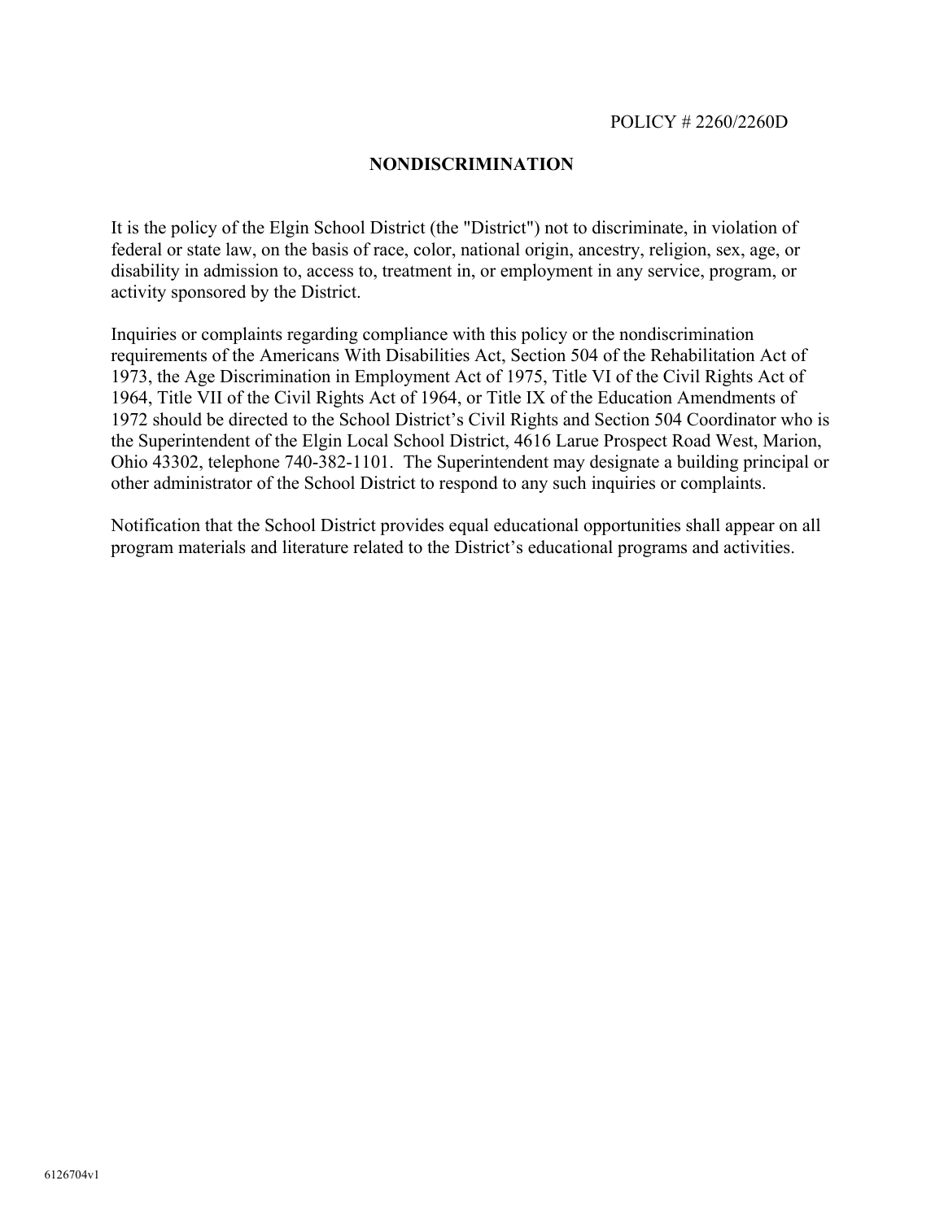POLICY # 2260/2260D

# NONDISCRIMINATION

It is the policy of the Elgin School District (the "District") not to discriminate, in violation of federal or state law, on the basis of race, color, national origin, ancestry, religion, sex, age, or disability in admission to, access to, treatment in, or employment in any service, program, or activity sponsored by the District.

Inquiries or complaints regarding compliance with this policy or the nondiscrimination requirements of the Americans With Disabilities Act, Section 504 of the Rehabilitation Act of 1973, the Age Discrimination in Employment Act of 1975, Title VI of the Civil Rights Act of 1964, Title VII of the Civil Rights Act of 1964, or Title IX of the Education Amendments of 1972 should be directed to the School District's Civil Rights and Section 504 Coordinator who is the Superintendent of the Elgin Local School District, 4616 Larue Prospect Road West, Marion, Ohio 43302, telephone 740-382-1101. The Superintendent may designate a building principal or other administrator of the School District to respond to any such inquiries or complaints.

Notification that the School District provides equal educational opportunities shall appear on all program materials and literature related to the District's educational programs and activities.

6126704v1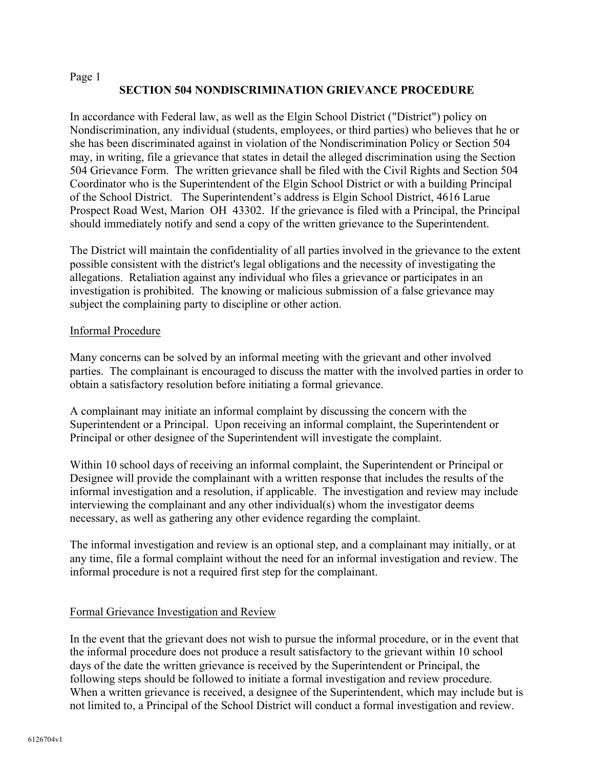## SECTION 504 NONDISCRIMINATION GRIEVANCE PROCEDURE

In accordance with Federal law, as well as the Elgin School District ("District") policy on Nondiscrimination, any individual (students, employees, or third parties) who believes that he or she has been discriminated against in violation of the Nondiscrimination Policy or Section 504 may, in writing, file a grievance that states in detail the alleged discrimination using the Section 504 Grievance Form. The written grievance shall be filed with the Civil Rights and Section 504 Coordinator who is the Superintendent of the Elgin School District or with a building Principal of the School District. The Superintendent's address is Elgin School District, 4616 Larue Prospect Road West, Marion OH 43302. If the grievance is filed with a Principal, the Principal should immediately notify and send a copy of the written grievance to the Superintendent.

The District will maintain the confidentiality of all parties involved in the grievance to the extent possible consistent with the district's legal obligations and the necessity of investigating the allegations. Retaliation against any individual who files a grievance or participates in an investigation is prohibited. The knowing or malicious submission of a false grievance may subject the complaining party to discipline or other action.

### Informal Procedure

Many concerns can be solved by an informal meeting with the grievant and other involved parties. The complainant is encouraged to discuss the matter with the involved parties in order to obtain a satisfactory resolution before initiating a formal grievance.

A complainant may initiate an informal complaint by discussing the concern with the Superintendent or a Principal. Upon receiving an informal complaint, the Superintendent or Principal or other designee of the Superintendent will investigate the complaint.

Within 10 school days of receiving an informal complaint, the Superintendent or Principal or Designee will provide the complainant with a written response that includes the results of the informal investigation and a resolution, if applicable. The investigation and review may include interviewing the complainant and any other individual(s) whom the investigator deems necessary, as well as gathering any other evidence regarding the complaint.

The informal investigation and review is an optional step, and a complainant may initially, or at any time, file a formal complaint without the need for an informal investigation and review. The informal procedure is not a required first step for the complainant.

### Formal Grievance Investigation and Review

In the event that the grievant does not wish to pursue the informal procedure, or in the event that the informal procedure does not produce a result satisfactory to the grievant within 10 school days of the date the written grievance is received by the Superintendent or Principal, the following steps should be followed to initiate a formal investigation and review procedure. When a written grievance is received, a designee of the Superintendent, which may include but is not limited to, a Principal of the School District will conduct a formal investigation and review.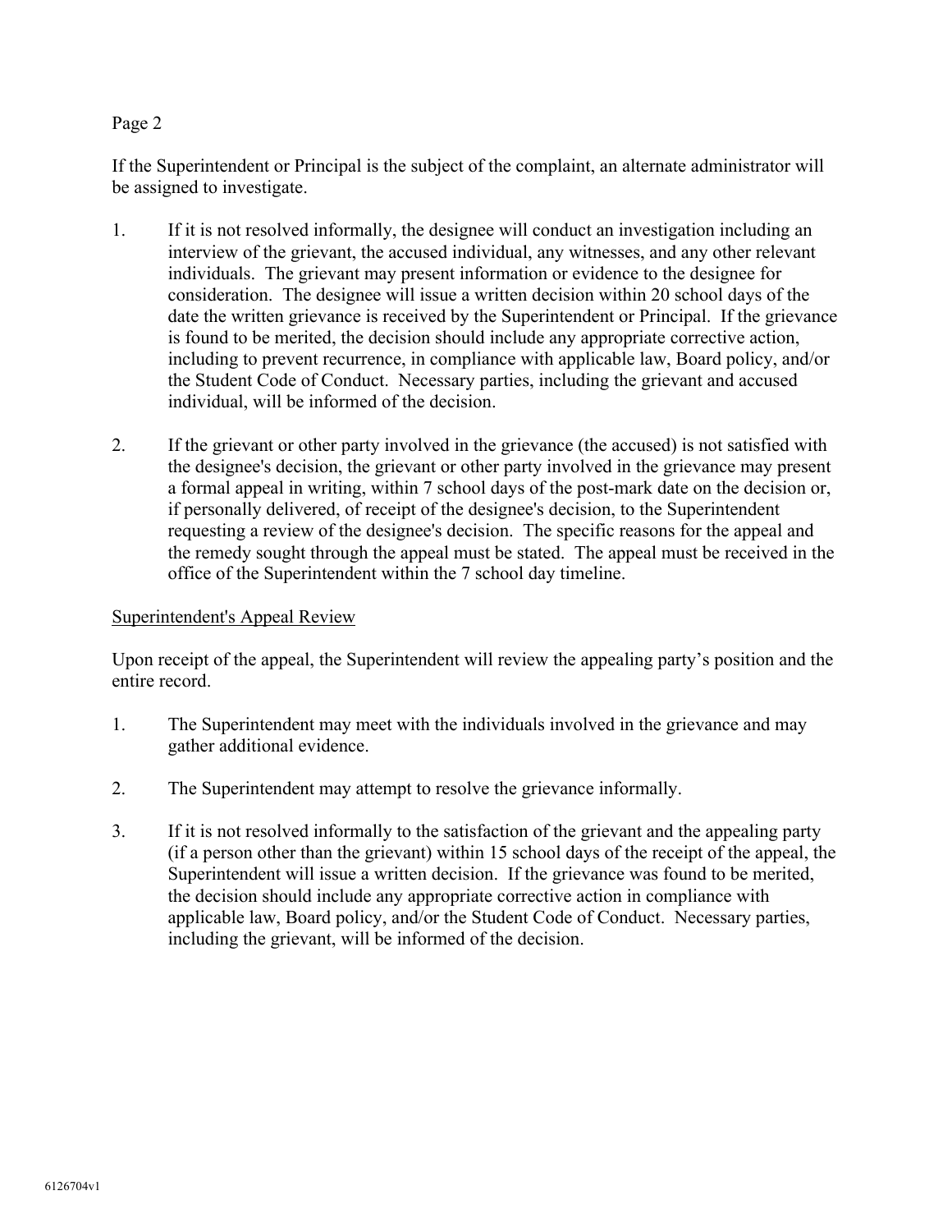If the Superintendent or Principal is the subject of the complaint, an alternate administrator will be assigned to investigate.

1. If it is not resolved informally, the designee will conduct an investigation including an interview of the grievant, the accused individual, any witnesses, and any other relevant individuals. The grievant may present information or evidence to the designee for consideration. The designee will issue a written decision within 20 school days of the date the written grievance is received by the Superintendent or Principal. If the grievance is found to be merited, the decision should include any appropriate corrective action, including to prevent recurrence, in compliance with applicable law, Board policy, and/or the Student Code of Conduct. Necessary parties, including the grievant and accused individual, will be informed of the decision.

2. If the grievant or other party involved in the grievance (the accused) is not satisfied with the designee's decision, the grievant or other party involved in the grievance may present a formal appeal in writing, within 7 school days of the post-mark date on the decision or, if personally delivered, of receipt of the designee's decision, to the Superintendent requesting a review of the designee's decision. The specific reasons for the appeal and the remedy sought through the appeal must be stated. The appeal must be received in the office of the Superintendent within the 7 school day timeline.

Superintendent's Appeal Review

Upon receipt of the appeal, the Superintendent will review the appealing party’s position and the entire record.

1. The Superintendent may meet with the individuals involved in the grievance and may gather additional evidence.

2. The Superintendent may attempt to resolve the grievance informally.

3. If it is not resolved informally to the satisfaction of the grievant and the appealing party (if a person other than the grievant) within 15 school days of the receipt of the appeal, the Superintendent will issue a written decision. If the grievance was found to be merited, the decision should include any appropriate corrective action in compliance with applicable law, Board policy, and/or the Student Code of Conduct. Necessary parties, including the grievant, will be informed of the decision.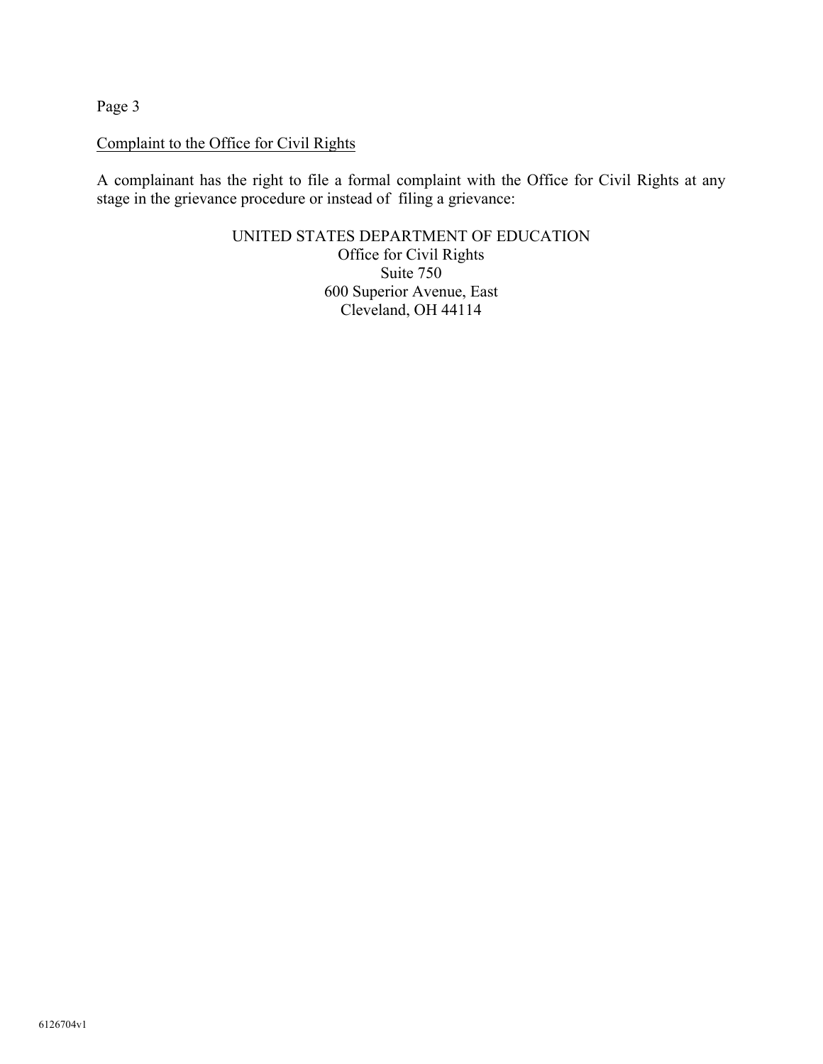Complaint to the Office for Civil Rights

A complainant has the right to file a formal complaint with the Office for Civil Rights at any stage in the grievance procedure or instead of filing a grievance:

UNITED STATES DEPARTMENT OF EDUCATION
Office for Civil Rights
Suite 750
600 Superior Avenue, East
Cleveland, OH 44114

6126704v1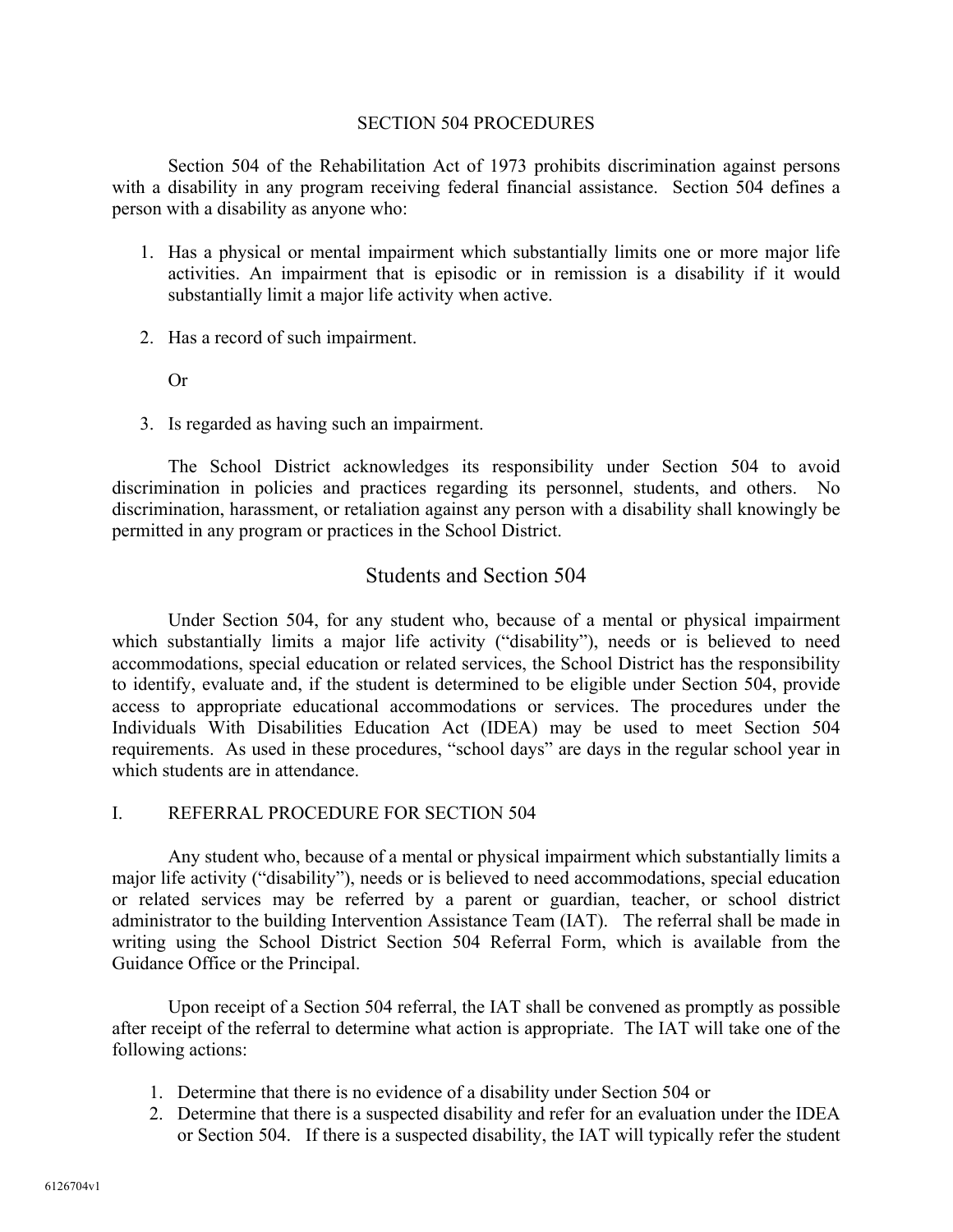# SECTION 504 PROCEDURES

Section 504 of the Rehabilitation Act of 1973 prohibits discrimination against persons with a disability in any program receiving federal financial assistance. Section 504 defines a person with a disability as anyone who:

1. Has a physical or mental impairment which substantially limits one or more major life activities. An impairment that is episodic or in remission is a disability if it would substantially limit a major life activity when active.
2. Has a record of such impairment.

   Or

3. Is regarded as having such an impairment.

The School District acknowledges its responsibility under Section 504 to avoid discrimination in policies and practices regarding its personnel, students, and others. No discrimination, harassment, or retaliation against any person with a disability shall knowingly be permitted in any program or practices in the School District.

## Students and Section 504

Under Section 504, for any student who, because of a mental or physical impairment which substantially limits a major life activity ("disability"), needs or is believed to need accommodations, special education or related services, the School District has the responsibility to identify, evaluate and, if the student is determined to be eligible under Section 504, provide access to appropriate educational accommodations or services. The procedures under the Individuals With Disabilities Education Act (IDEA) may be used to meet Section 504 requirements. As used in these procedures, "school days" are days in the regular school year in which students are in attendance.

### I. REFERRAL PROCEDURE FOR SECTION 504

Any student who, because of a mental or physical impairment which substantially limits a major life activity ("disability"), needs or is believed to need accommodations, special education or related services may be referred by a parent or guardian, teacher, or school district administrator to the building Intervention Assistance Team (IAT). The referral shall be made in writing using the School District Section 504 Referral Form, which is available from the Guidance Office or the Principal.

Upon receipt of a Section 504 referral, the IAT shall be convened as promptly as possible after receipt of the referral to determine what action is appropriate. The IAT will take one of the following actions:

1. Determine that there is no evidence of a disability under Section 504 or
2. Determine that there is a suspected disability and refer for an evaluation under the IDEA or Section 504. If there is a suspected disability, the IAT will typically refer the student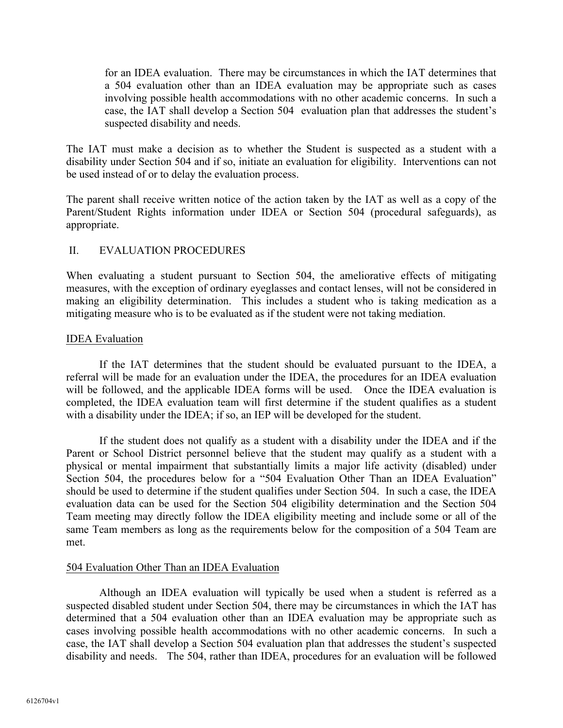for an IDEA evaluation. There may be circumstances in which the IAT determines that a 504 evaluation other than an IDEA evaluation may be appropriate such as cases involving possible health accommodations with no other academic concerns. In such a case, the IAT shall develop a Section 504 evaluation plan that addresses the student's suspected disability and needs.

The IAT must make a decision as to whether the Student is suspected as a student with a disability under Section 504 and if so, initiate an evaluation for eligibility. Interventions can not be used instead of or to delay the evaluation process.

The parent shall receive written notice of the action taken by the IAT as well as a copy of the Parent/Student Rights information under IDEA or Section 504 (procedural safeguards), as appropriate.

## II. EVALUATION PROCEDURES

When evaluating a student pursuant to Section 504, the ameliorative effects of mitigating measures, with the exception of ordinary eyeglasses and contact lenses, will not be considered in making an eligibility determination. This includes a student who is taking medication as a mitigating measure who is to be evaluated as if the student were not taking mediation.

### IDEA Evaluation

If the IAT determines that the student should be evaluated pursuant to the IDEA, a referral will be made for an evaluation under the IDEA, the procedures for an IDEA evaluation will be followed, and the applicable IDEA forms will be used. Once the IDEA evaluation is completed, the IDEA evaluation team will first determine if the student qualifies as a student with a disability under the IDEA; if so, an IEP will be developed for the student.

If the student does not qualify as a student with a disability under the IDEA and if the Parent or School District personnel believe that the student may qualify as a student with a physical or mental impairment that substantially limits a major life activity (disabled) under Section 504, the procedures below for a "504 Evaluation Other Than an IDEA Evaluation" should be used to determine if the student qualifies under Section 504. In such a case, the IDEA evaluation data can be used for the Section 504 eligibility determination and the Section 504 Team meeting may directly follow the IDEA eligibility meeting and include some or all of the same Team members as long as the requirements below for the composition of a 504 Team are met.

### 504 Evaluation Other Than an IDEA Evaluation

Although an IDEA evaluation will typically be used when a student is referred as a suspected disabled student under Section 504, there may be circumstances in which the IAT has determined that a 504 evaluation other than an IDEA evaluation may be appropriate such as cases involving possible health accommodations with no other academic concerns. In such a case, the IAT shall develop a Section 504 evaluation plan that addresses the student's suspected disability and needs. The 504, rather than IDEA, procedures for an evaluation will be followed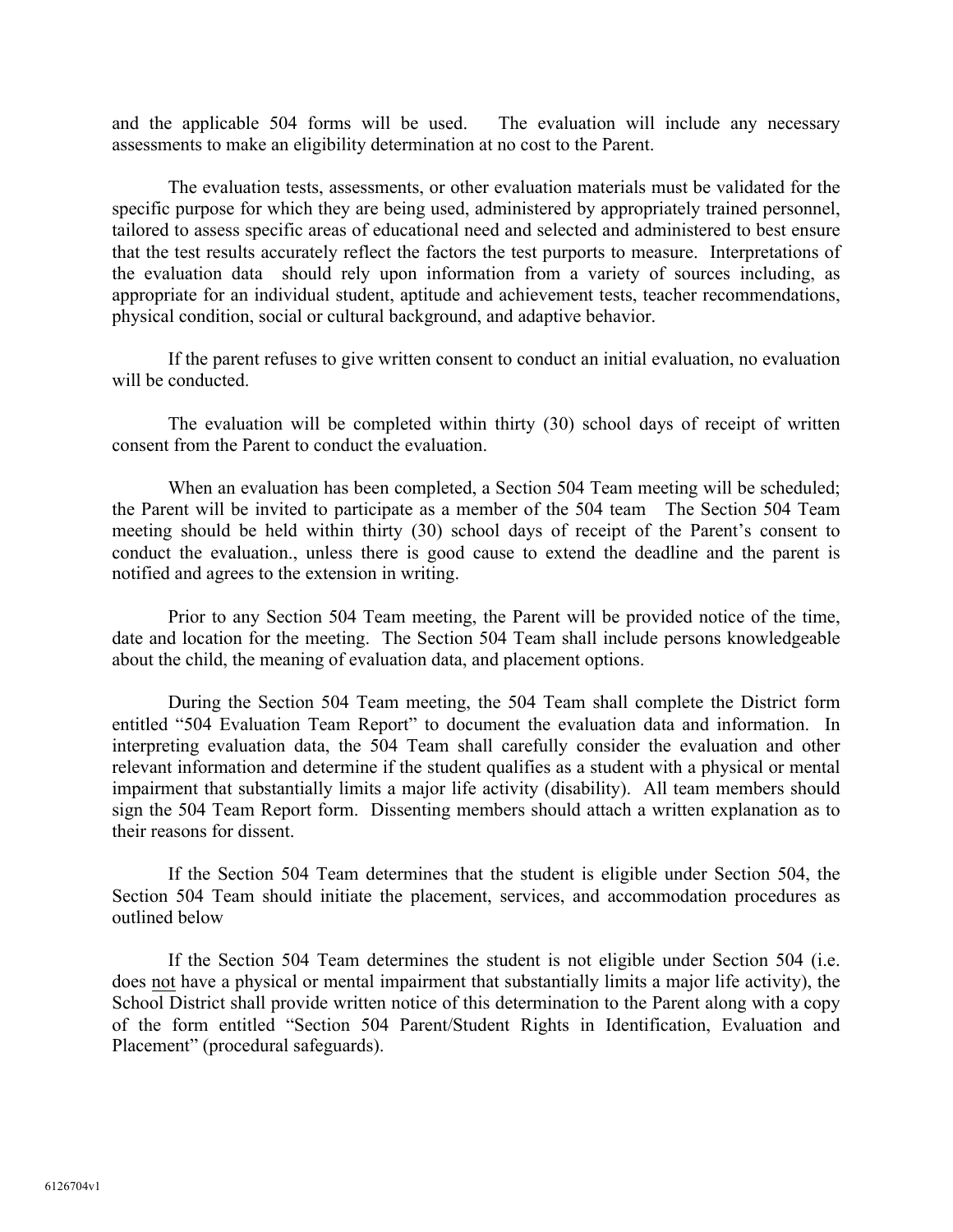and the applicable 504 forms will be used. The evaluation will include any necessary assessments to make an eligibility determination at no cost to the Parent.

The evaluation tests, assessments, or other evaluation materials must be validated for the specific purpose for which they are being used, administered by appropriately trained personnel, tailored to assess specific areas of educational need and selected and administered to best ensure that the test results accurately reflect the factors the test purports to measure. Interpretations of the evaluation data should rely upon information from a variety of sources including, as appropriate for an individual student, aptitude and achievement tests, teacher recommendations, physical condition, social or cultural background, and adaptive behavior.

If the parent refuses to give written consent to conduct an initial evaluation, no evaluation will be conducted.

The evaluation will be completed within thirty (30) school days of receipt of written consent from the Parent to conduct the evaluation.

When an evaluation has been completed, a Section 504 Team meeting will be scheduled; the Parent will be invited to participate as a member of the 504 team The Section 504 Team meeting should be held within thirty (30) school days of receipt of the Parent's consent to conduct the evaluation., unless there is good cause to extend the deadline and the parent is notified and agrees to the extension in writing.

Prior to any Section 504 Team meeting, the Parent will be provided notice of the time, date and location for the meeting. The Section 504 Team shall include persons knowledgeable about the child, the meaning of evaluation data, and placement options.

During the Section 504 Team meeting, the 504 Team shall complete the District form entitled "504 Evaluation Team Report" to document the evaluation data and information. In interpreting evaluation data, the 504 Team shall carefully consider the evaluation and other relevant information and determine if the student qualifies as a student with a physical or mental impairment that substantially limits a major life activity (disability). All team members should sign the 504 Team Report form. Dissenting members should attach a written explanation as to their reasons for dissent.

If the Section 504 Team determines that the student is eligible under Section 504, the Section 504 Team should initiate the placement, services, and accommodation procedures as outlined below

If the Section 504 Team determines the student is not eligible under Section 504 (i.e. does <u>not</u> have a physical or mental impairment that substantially limits a major life activity), the School District shall provide written notice of this determination to the Parent along with a copy of the form entitled "Section 504 Parent/Student Rights in Identification, Evaluation and Placement" (procedural safeguards).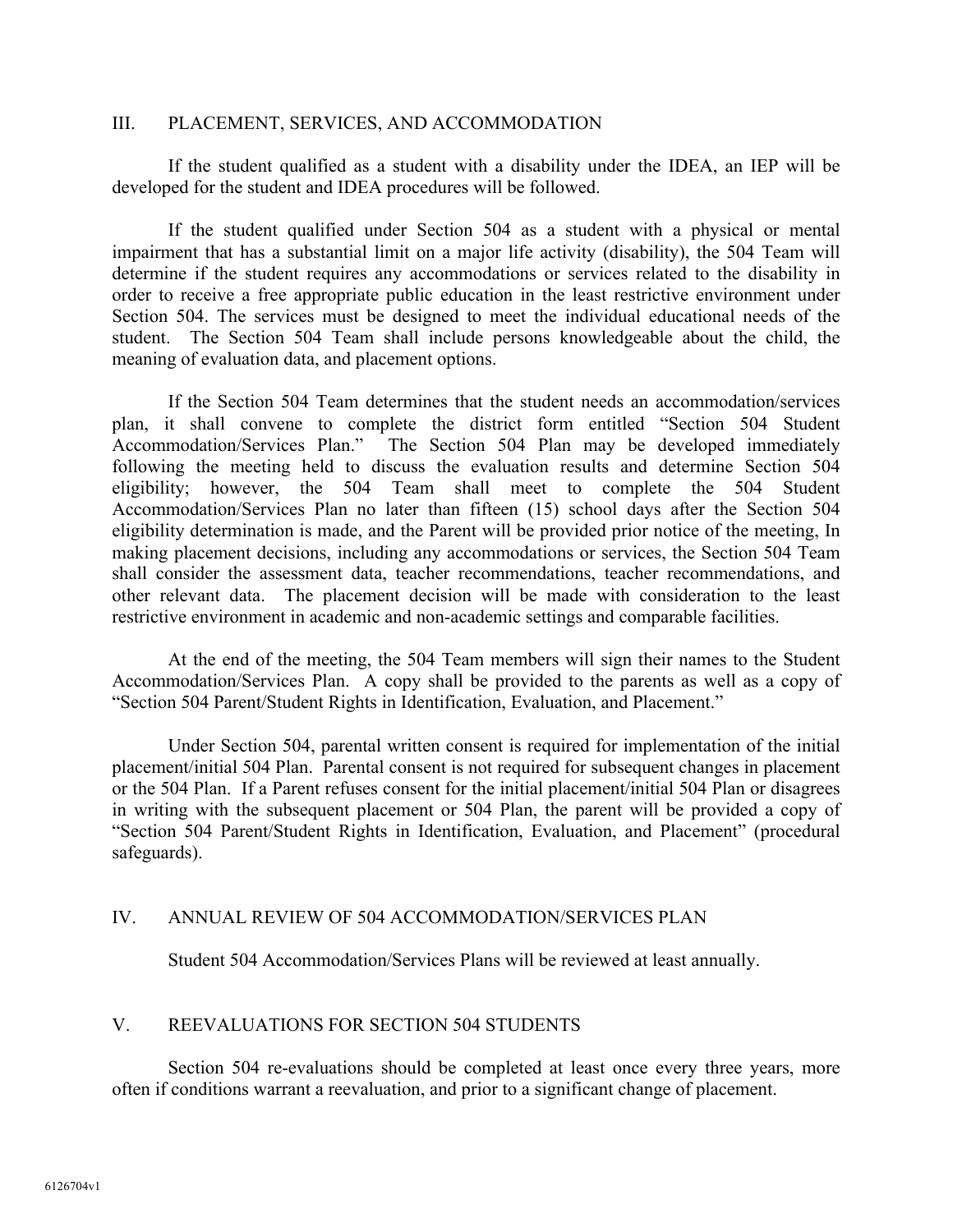## III. PLACEMENT, SERVICES, AND ACCOMMODATION

If the student qualified as a student with a disability under the IDEA, an IEP will be developed for the student and IDEA procedures will be followed.

If the student qualified under Section 504 as a student with a physical or mental impairment that has a substantial limit on a major life activity (disability), the 504 Team will determine if the student requires any accommodations or services related to the disability in order to receive a free appropriate public education in the least restrictive environment under Section 504. The services must be designed to meet the individual educational needs of the student. The Section 504 Team shall include persons knowledgeable about the child, the meaning of evaluation data, and placement options.

If the Section 504 Team determines that the student needs an accommodation/services plan, it shall convene to complete the district form entitled "Section 504 Student Accommodation/Services Plan." The Section 504 Plan may be developed immediately following the meeting held to discuss the evaluation results and determine Section 504 eligibility; however, the 504 Team shall meet to complete the 504 Student Accommodation/Services Plan no later than fifteen (15) school days after the Section 504 eligibility determination is made, and the Parent will be provided prior notice of the meeting, In making placement decisions, including any accommodations or services, the Section 504 Team shall consider the assessment data, teacher recommendations, teacher recommendations, and other relevant data. The placement decision will be made with consideration to the least restrictive environment in academic and non-academic settings and comparable facilities.

At the end of the meeting, the 504 Team members will sign their names to the Student Accommodation/Services Plan. A copy shall be provided to the parents as well as a copy of "Section 504 Parent/Student Rights in Identification, Evaluation, and Placement."

Under Section 504, parental written consent is required for implementation of the initial placement/initial 504 Plan. Parental consent is not required for subsequent changes in placement or the 504 Plan. If a Parent refuses consent for the initial placement/initial 504 Plan or disagrees in writing with the subsequent placement or 504 Plan, the parent will be provided a copy of "Section 504 Parent/Student Rights in Identification, Evaluation, and Placement" (procedural safeguards).

## IV. ANNUAL REVIEW OF 504 ACCOMMODATION/SERVICES PLAN

Student 504 Accommodation/Services Plans will be reviewed at least annually.

## V. REEVALUATIONS FOR SECTION 504 STUDENTS

Section 504 re-evaluations should be completed at least once every three years, more often if conditions warrant a reevaluation, and prior to a significant change of placement.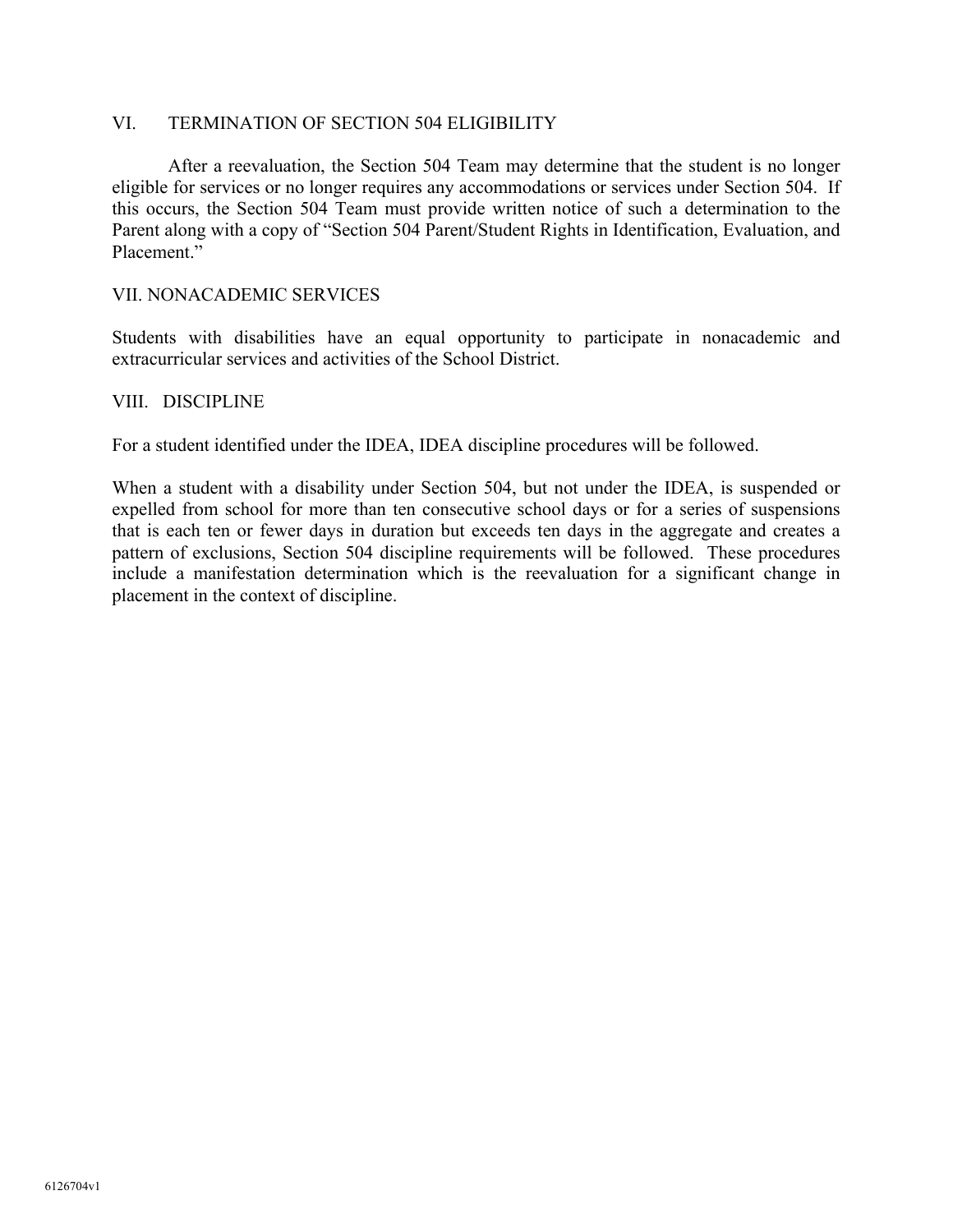## VI. TERMINATION OF SECTION 504 ELIGIBILITY

After a reevaluation, the Section 504 Team may determine that the student is no longer eligible for services or no longer requires any accommodations or services under Section 504. If this occurs, the Section 504 Team must provide written notice of such a determination to the Parent along with a copy of "Section 504 Parent/Student Rights in Identification, Evaluation, and Placement."

## VII. NONACADEMIC SERVICES

Students with disabilities have an equal opportunity to participate in nonacademic and extracurricular services and activities of the School District.

## VIII. DISCIPLINE

For a student identified under the IDEA, IDEA discipline procedures will be followed.

When a student with a disability under Section 504, but not under the IDEA, is suspended or expelled from school for more than ten consecutive school days or for a series of suspensions that is each ten or fewer days in duration but exceeds ten days in the aggregate and creates a pattern of exclusions, Section 504 discipline requirements will be followed. These procedures include a manifestation determination which is the reevaluation for a significant change in placement in the context of discipline.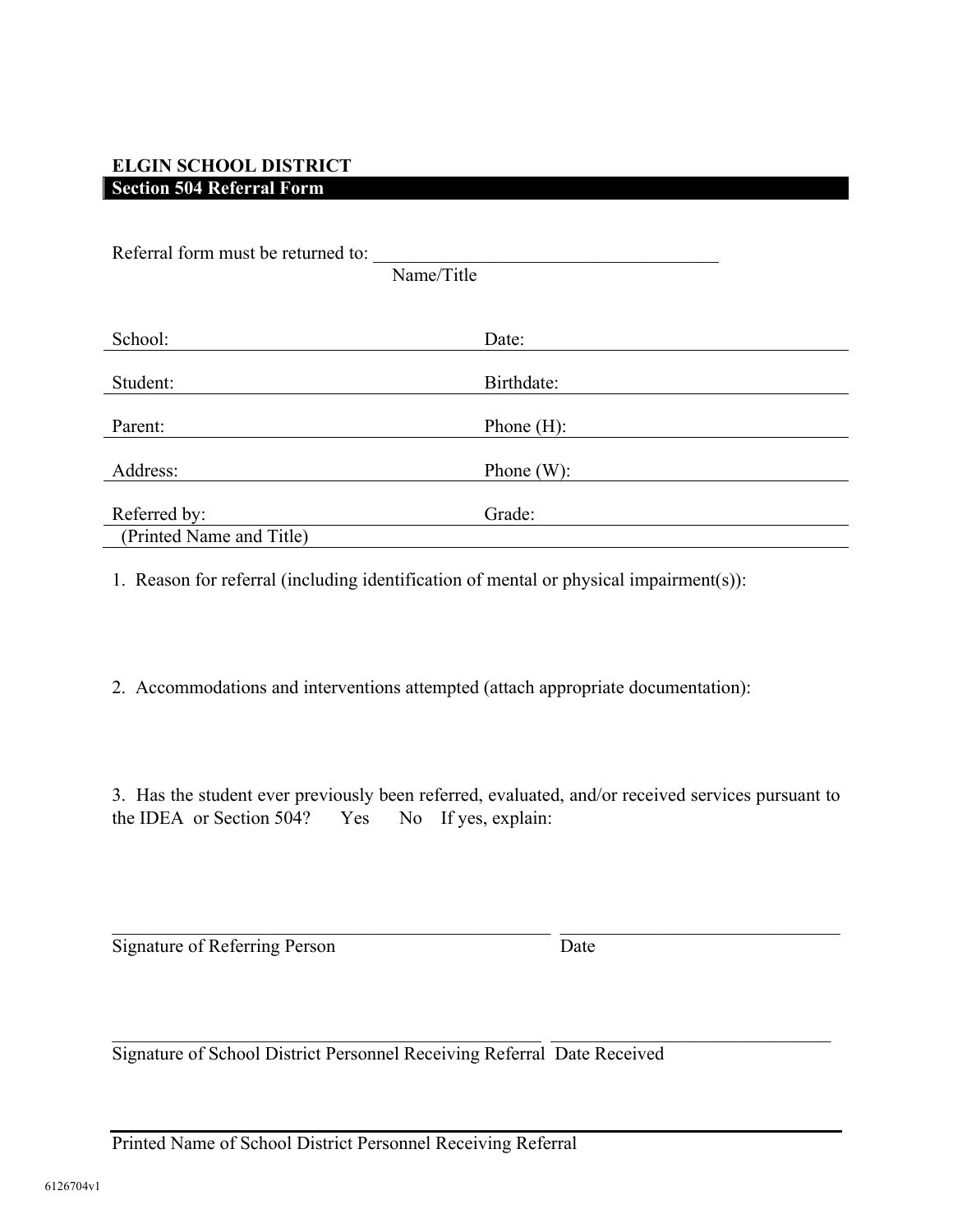**ELGIN SCHOOL DISTRICT**

**Section 504 Referral Form**

Referral form must be returned to: ____________________________________
Name/Title

School: ____________________ Date: ____________________

Student: ____________________ Birthdate: ____________________

Parent: ____________________ Phone (H): ____________________

Address: ____________________ Phone (W): ____________________

Referred by: ____________________ Grade: ____________________
(Printed Name and Title)

1. Reason for referral (including identification of mental or physical impairment(s)):

2. Accommodations and interventions attempted (attach appropriate documentation):

3. Has the student ever previously been referred, evaluated, and/or received services pursuant to the IDEA or Section 504? Yes No If yes, explain:

_______________________________________________ ______________________________
Signature of Referring Person Date

_______________________________________________ ______________________________
Signature of School District Personnel Receiving Referral Date Received

_______________________________________________
Printed Name of School District Personnel Receiving Referral

6126704v1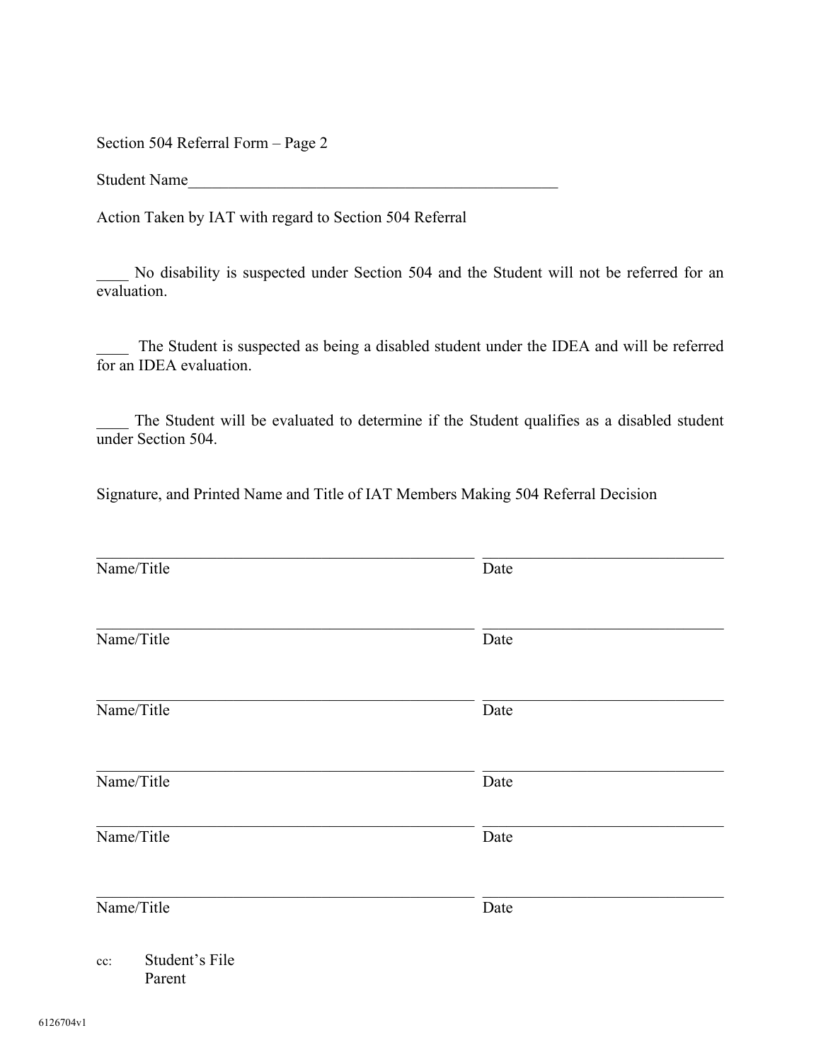Section 504 Referral Form – Page 2

Student Name_________________________________________________

Action Taken by IAT with regard to Section 504 Referral

____ No disability is suspected under Section 504 and the Student will not be referred for an evaluation.

____ The Student is suspected as being a disabled student under the IDEA and will be referred for an IDEA evaluation.

____ The Student will be evaluated to determine if the Student qualifies as a disabled student under Section 504.

Signature, and Printed Name and Title of IAT Members Making 504 Referral Decision

_______________________________________________ ________________________________
Name/Title Date

_______________________________________________ ________________________________
Name/Title Date

_______________________________________________ ________________________________
Name/Title Date

_______________________________________________ ________________________________
Name/Title Date

_______________________________________________ ________________________________
Name/Title Date

_______________________________________________ ________________________________
Name/Title Date

cc: Student's File
Parent

6126704v1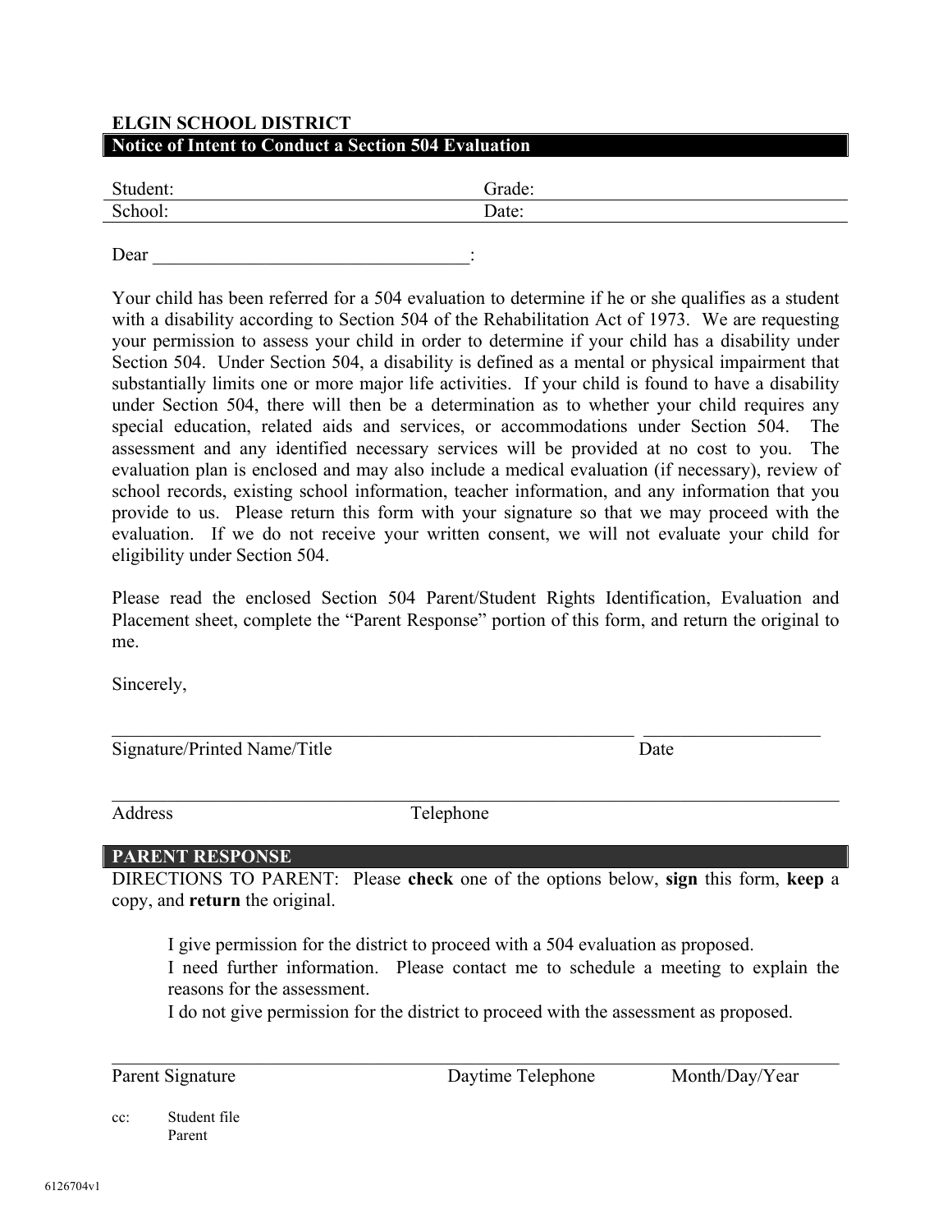**ELGIN SCHOOL DISTRICT**

## Notice of Intent to Conduct a Section 504 Evaluation

| Student: | Grade: |
|---|---|
| School: | Date: |

Dear ___________________________________:

Your child has been referred for a 504 evaluation to determine if he or she qualifies as a student with a disability according to Section 504 of the Rehabilitation Act of 1973. We are requesting your permission to assess your child in order to determine if your child has a disability under Section 504. Under Section 504, a disability is defined as a mental or physical impairment that substantially limits one or more major life activities. If your child is found to have a disability under Section 504, there will then be a determination as to whether your child requires any special education, related aids and services, or accommodations under Section 504. The assessment and any identified necessary services will be provided at no cost to you. The evaluation plan is enclosed and may also include a medical evaluation (if necessary), review of school records, existing school information, teacher information, and any information that you provide to us. Please return this form with your signature so that we may proceed with the evaluation. If we do not receive your written consent, we will not evaluate your child for eligibility under Section 504.

Please read the enclosed Section 504 Parent/Student Rights Identification, Evaluation and Placement sheet, complete the "Parent Response" portion of this form, and return the original to me.

Sincerely,

_____________________________________________ ____________________

Signature/Printed Name/Title Date

_____________________________________________________________________

Address Telephone

## PARENT RESPONSE

DIRECTIONS TO PARENT: Please **check** one of the options below, **sign** this form, **keep** a copy, and **return** the original.

- I give permission for the district to proceed with a 504 evaluation as proposed.
- I need further information. Please contact me to schedule a meeting to explain the reasons for the assessment.
- I do not give permission for the district to proceed with the assessment as proposed.

_____________________________________________________________________

Parent Signature Daytime Telephone Month/Day/Year

cc: Student file
Parent

6126704v1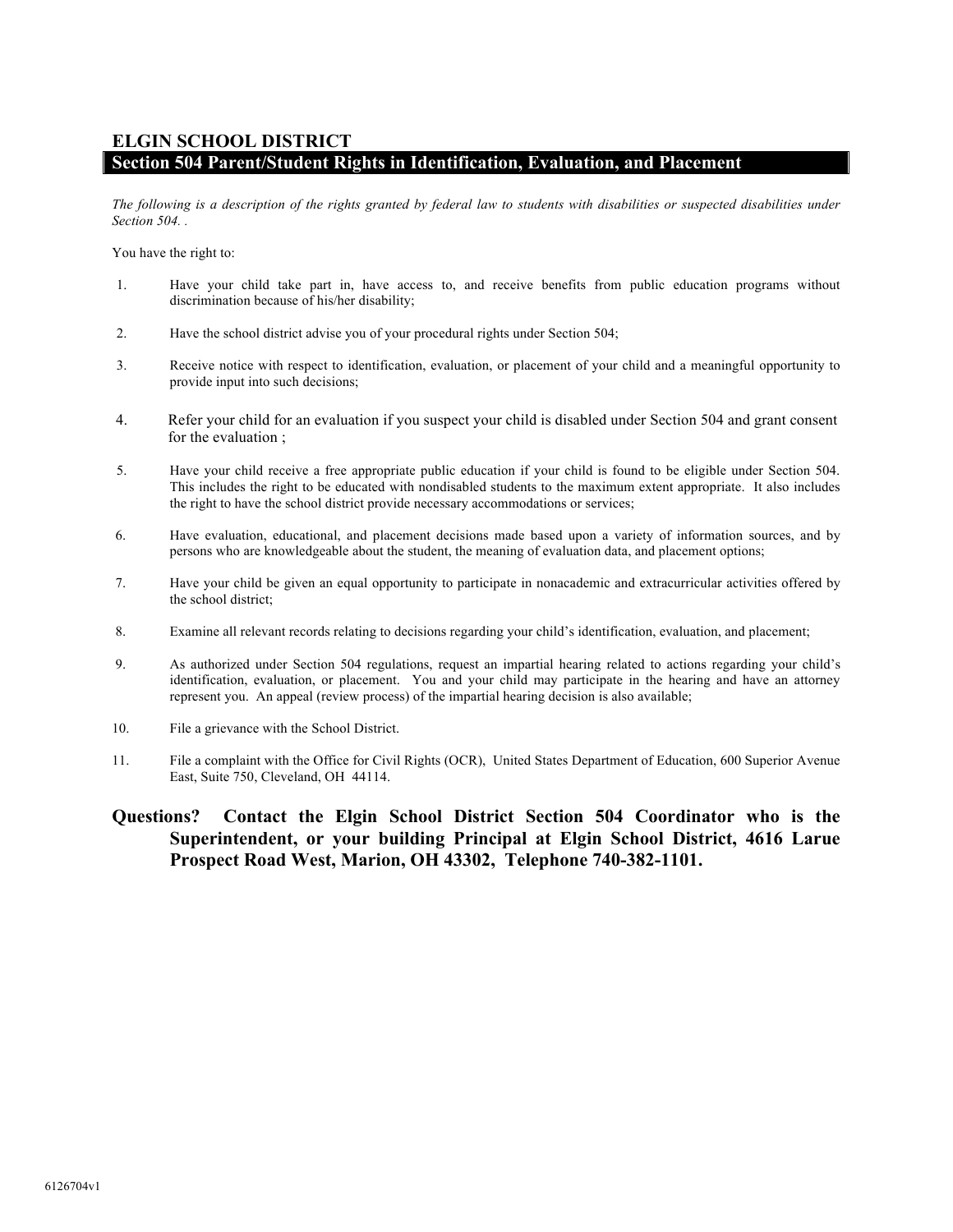## ELGIN SCHOOL DISTRICT

## Section 504 Parent/Student Rights in Identification, Evaluation, and Placement

*The following is a description of the rights granted by federal law to students with disabilities or suspected disabilities under Section 504. .*

You have the right to:

1. Have your child take part in, have access to, and receive benefits from public education programs without discrimination because of his/her disability;
2. Have the school district advise you of your procedural rights under Section 504;
3. Receive notice with respect to identification, evaluation, or placement of your child and a meaningful opportunity to provide input into such decisions;
4. Refer your child for an evaluation if you suspect your child is disabled under Section 504 and grant consent for the evaluation ;
5. Have your child receive a free appropriate public education if your child is found to be eligible under Section 504. This includes the right to be educated with nondisabled students to the maximum extent appropriate. It also includes the right to have the school district provide necessary accommodations or services;
6. Have evaluation, educational, and placement decisions made based upon a variety of information sources, and by persons who are knowledgeable about the student, the meaning of evaluation data, and placement options;
7. Have your child be given an equal opportunity to participate in nonacademic and extracurricular activities offered by the school district;
8. Examine all relevant records relating to decisions regarding your child's identification, evaluation, and placement;
9. As authorized under Section 504 regulations, request an impartial hearing related to actions regarding your child's identification, evaluation, or placement. You and your child may participate in the hearing and have an attorney represent you. An appeal (review process) of the impartial hearing decision is also available;
10. File a grievance with the School District.
11. File a complaint with the Office for Civil Rights (OCR), United States Department of Education, 600 Superior Avenue East, Suite 750, Cleveland, OH 44114.

**Questions? Contact the Elgin School District Section 504 Coordinator who is the Superintendent, or your building Principal at Elgin School District, 4616 Larue Prospect Road West, Marion, OH 43302, Telephone 740-382-1101.**

6126704v1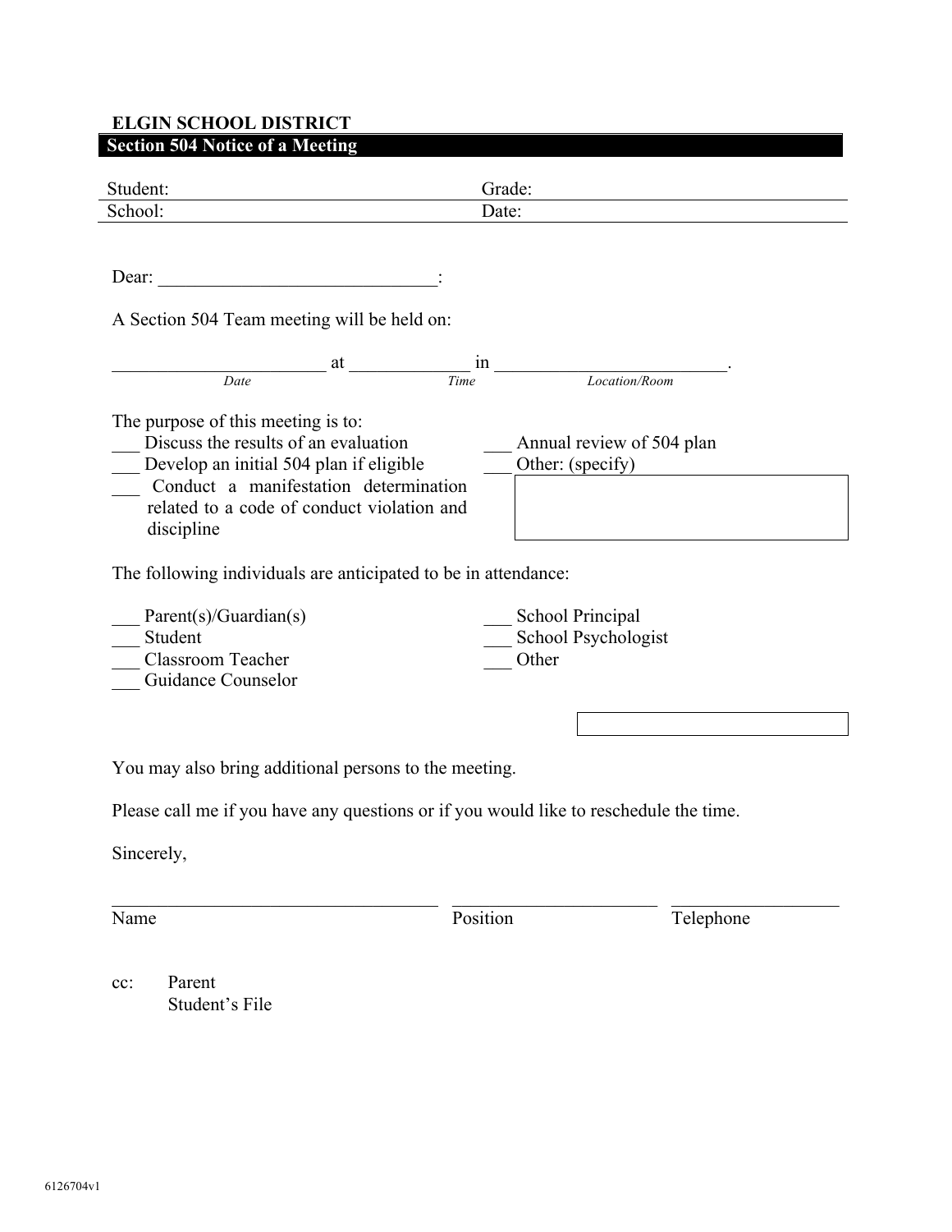**ELGIN SCHOOL DISTRICT**

**Section 504 Notice of a Meeting**

| Student: | Grade: |
|---|---|
| School: | Date: |

Dear: ______________________________:

A Section 504 Team meeting will be held on:

_______________________ at ____________ in ________________________.

*Date* *Time* *Location/Room*

The purpose of this meeting is to:

___ Discuss the results of an evaluation

___ Develop an initial 504 plan if eligible

___ Conduct a manifestation determination related to a code of conduct violation and discipline

___ Annual review of 504 plan

___ Other: (specify)

The following individuals are anticipated to be in attendance:

___ Parent(s)/Guardian(s)

___ Student

___ Classroom Teacher

___ Guidance Counselor

___ School Principal

___ School Psychologist

___ Other

You may also bring additional persons to the meeting.

Please call me if you have any questions or if you would like to reschedule the time.

Sincerely,

___________________________________ ______________________ __________________

Name Position Telephone

cc: Parent
Student's File

6126704v1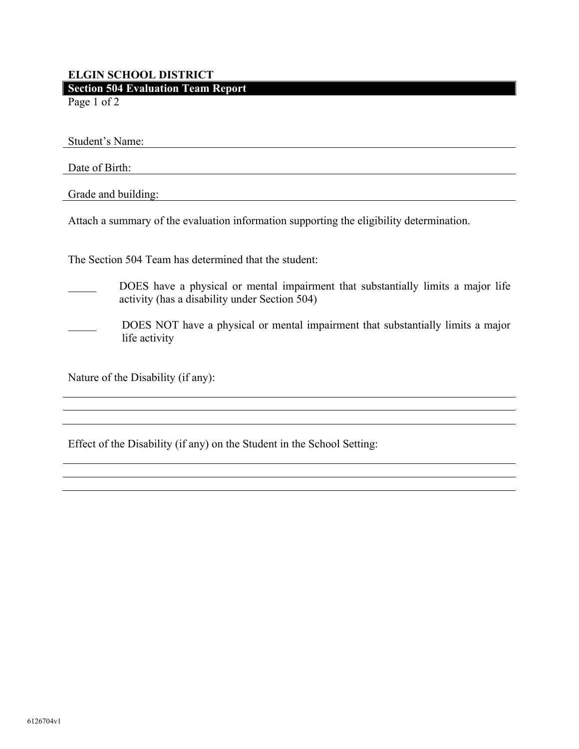**ELGIN SCHOOL DISTRICT**

**Section 504 Evaluation Team Report**

Student's Name: ____________________

Date of Birth: ____________________

Grade and building: ____________________

Attach a summary of the evaluation information supporting the eligibility determination.

The Section 504 Team has determined that the student:

_____ DOES have a physical or mental impairment that substantially limits a major life activity (has a disability under Section 504)

_____ DOES NOT have a physical or mental impairment that substantially limits a major life activity

Nature of the Disability (if any):

____________________

____________________

____________________

Effect of the Disability (if any) on the Student in the School Setting:

____________________

____________________

____________________

6126704v1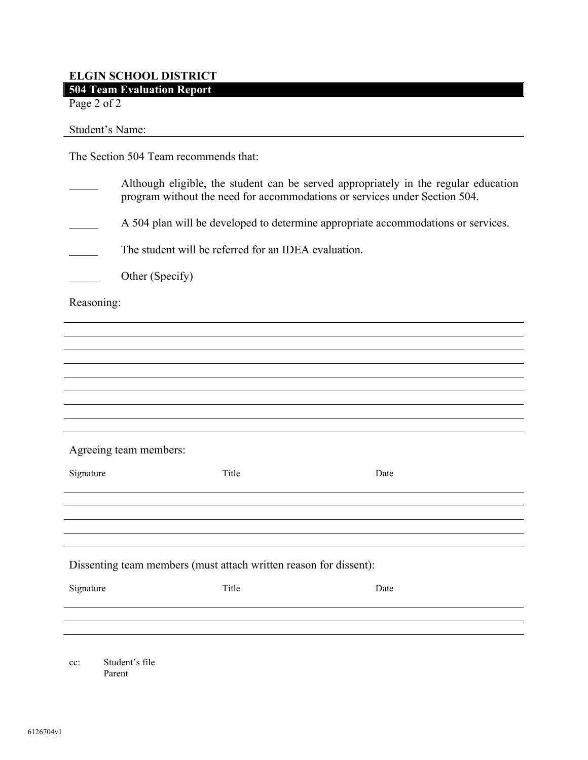**ELGIN SCHOOL DISTRICT**

**504 Team Evaluation Report**

Page 2 of 2

Student's Name: ______________________________________________

The Section 504 Team recommends that:

_____ Although eligible, the student can be served appropriately in the regular education program without the need for accommodations or services under Section 504.

_____ A 504 plan will be developed to determine appropriate accommodations or services.

_____ The student will be referred for an IDEA evaluation.

_____ Other (Specify)

Reasoning:

______________________________________________

______________________________________________

______________________________________________

______________________________________________

______________________________________________

______________________________________________

______________________________________________

______________________________________________

Agreeing team members:

| Signature | Title | Date |
|---|---|---|
| | | |
| | | |
| | | |
| | | |

Dissenting team members (must attach written reason for dissent):

| Signature | Title | Date |
|---|---|---|
| | | |
| | | |

cc: Student's file
Parent

6126704v1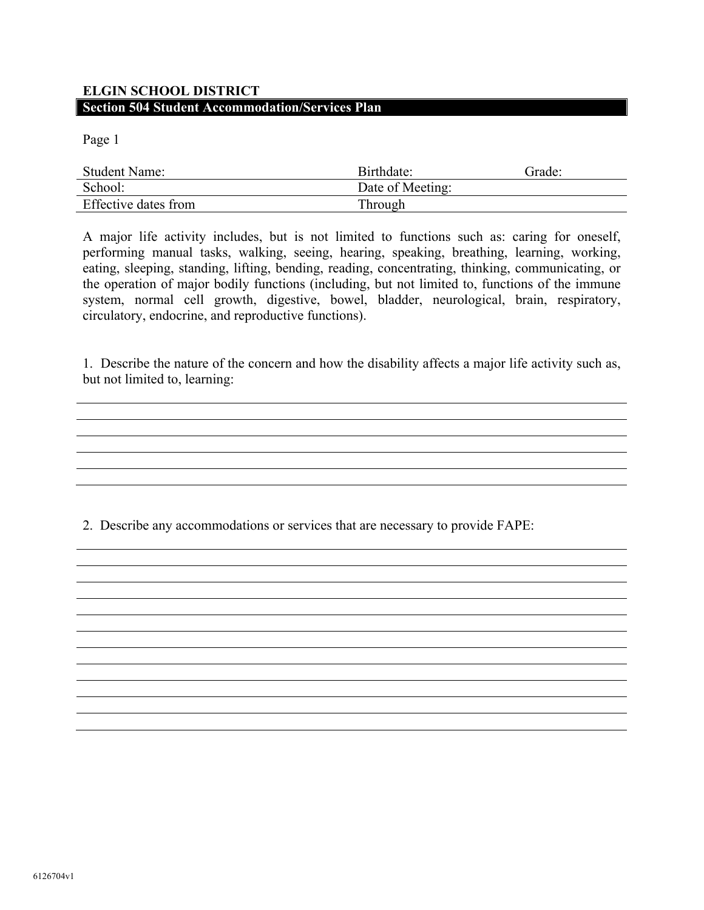**ELGIN SCHOOL DISTRICT**

**Section 504 Student Accommodation/Services Plan**

Page 1

| Student Name: | Birthdate: | Grade: |
|---|---|---|
| School: | Date of Meeting: | |
| Effective dates from | Through | |

A major life activity includes, but is not limited to functions such as: caring for oneself, performing manual tasks, walking, seeing, hearing, speaking, breathing, learning, working, eating, sleeping, standing, lifting, bending, reading, concentrating, thinking, communicating, or the operation of major bodily functions (including, but not limited to, functions of the immune system, normal cell growth, digestive, bowel, bladder, neurological, brain, respiratory, circulatory, endocrine, and reproductive functions).

1. Describe the nature of the concern and how the disability affects a major life activity such as, but not limited to, learning:

______________________________________________________________________________

______________________________________________________________________________

______________________________________________________________________________

______________________________________________________________________________

______________________________________________________________________________

______________________________________________________________________________

2. Describe any accommodations or services that are necessary to provide FAPE:

______________________________________________________________________________

______________________________________________________________________________

______________________________________________________________________________

______________________________________________________________________________

______________________________________________________________________________

______________________________________________________________________________

______________________________________________________________________________

______________________________________________________________________________

______________________________________________________________________________

______________________________________________________________________________

______________________________________________________________________________

______________________________________________________________________________

6126704v1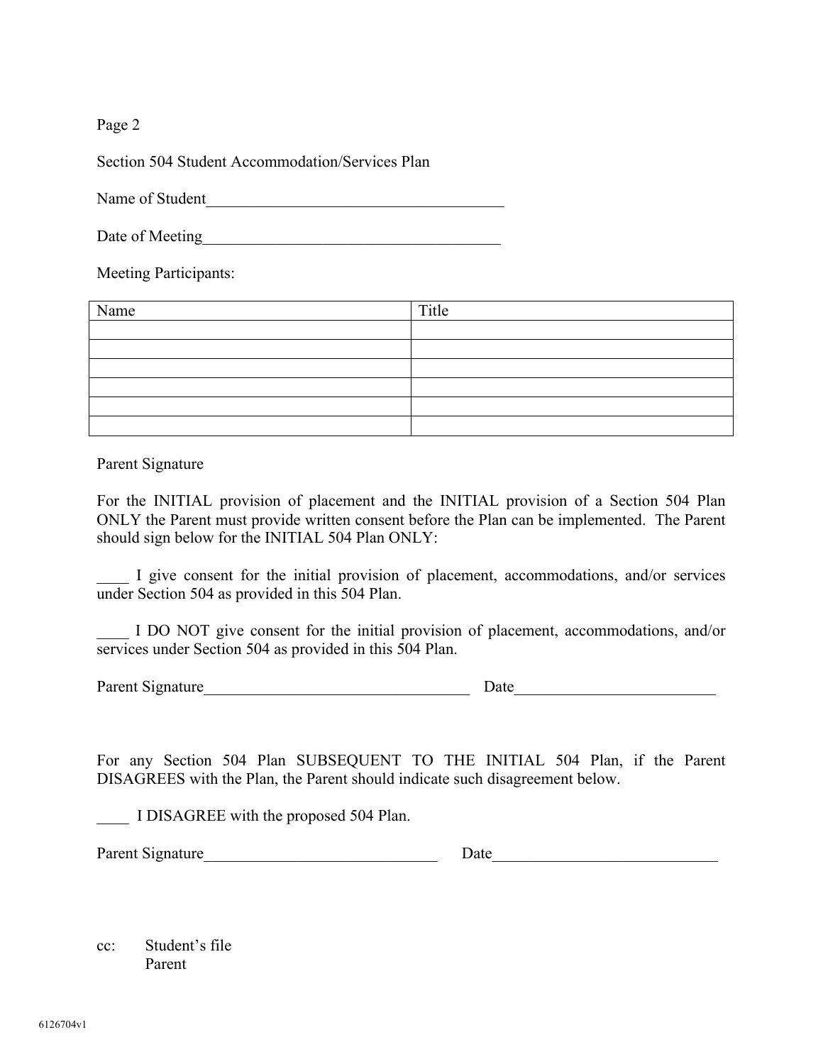Page 2

Section 504 Student Accommodation/Services Plan

Name of Student_____________________________________

Date of Meeting_____________________________________

Meeting Participants:

| Name | Title |
| --- | --- |
| | |
| | |
| | |
| | |
| | |
| | |

Parent Signature

For the INITIAL provision of placement and the INITIAL provision of a Section 504 Plan ONLY the Parent must provide written consent before the Plan can be implemented. The Parent should sign below for the INITIAL 504 Plan ONLY:

____ I give consent for the initial provision of placement, accommodations, and/or services under Section 504 as provided in this 504 Plan.

____ I DO NOT give consent for the initial provision of placement, accommodations, and/or services under Section 504 as provided in this 504 Plan.

Parent Signature_________________________________ Date________________________

For any Section 504 Plan SUBSEQUENT TO THE INITIAL 504 Plan, if the Parent DISAGREES with the Plan, the Parent should indicate such disagreement below.

____ I DISAGREE with the proposed 504 Plan.

Parent Signature_____________________________ Date___________________________

cc: Student's file
Parent

6126704v1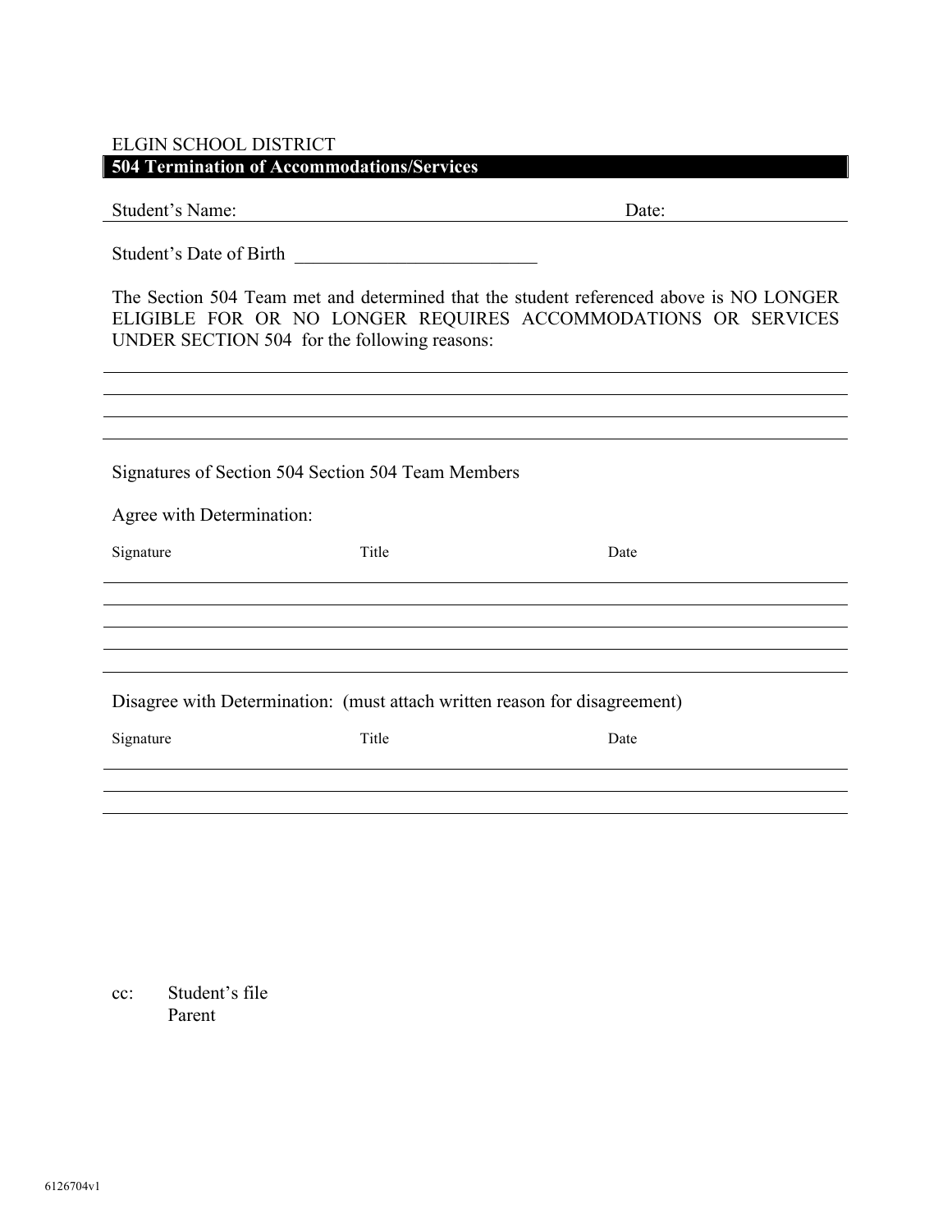ELGIN SCHOOL DISTRICT

## 504 Termination of Accommodations/Services

Student's Name: ______________________________ Date: ______________

Student's Date of Birth ____________________________

The Section 504 Team met and determined that the student referenced above is NO LONGER ELIGIBLE FOR OR NO LONGER REQUIRES ACCOMMODATIONS OR SERVICES UNDER SECTION 504 for the following reasons:

______________________________________________________________________________

______________________________________________________________________________

______________________________________________________________________________

______________________________________________________________________________

Signatures of Section 504 Section 504 Team Members

Agree with Determination:

| Signature | Title | Date |
|---|---|---|
| | | |
| | | |
| | | |
| | | |
| | | |

Disagree with Determination: (must attach written reason for disagreement)

| Signature | Title | Date |
|---|---|---|
| | | |
| | | |
| | | |

cc: Student's file
Parent

6126704v1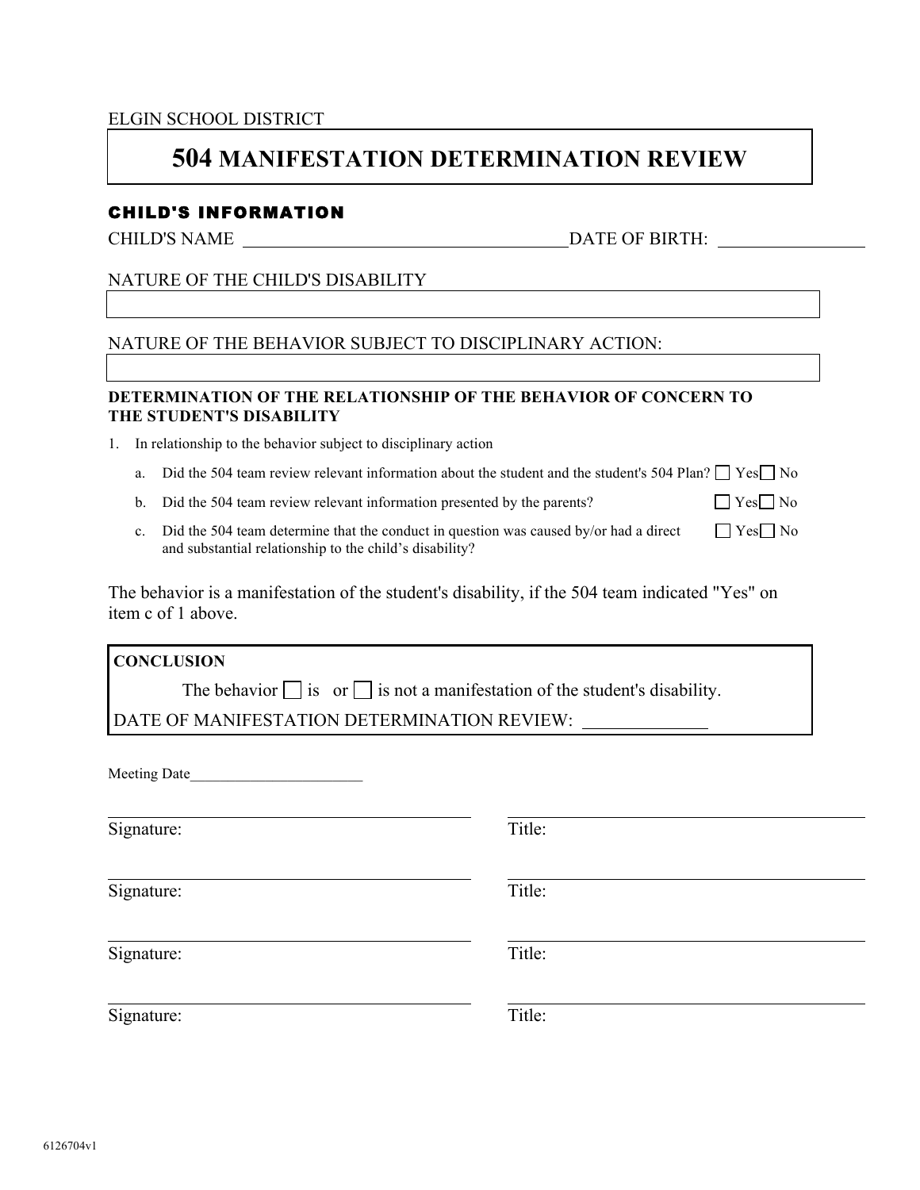ELGIN SCHOOL DISTRICT

# 504 MANIFESTATION DETERMINATION REVIEW

**CHILD'S INFORMATION**

CHILD'S NAME ______________________________ DATE OF BIRTH: ______________

NATURE OF THE CHILD'S DISABILITY

NATURE OF THE BEHAVIOR SUBJECT TO DISCIPLINARY ACTION:

**DETERMINATION OF THE RELATIONSHIP OF THE BEHAVIOR OF CONCERN TO THE STUDENT'S DISABILITY**

1. In relationship to the behavior subject to disciplinary action
   a. Did the 504 team review relevant information about the student and the student's 504 Plan? ☐ Yes ☐ No
   b. Did the 504 team review relevant information presented by the parents? ☐ Yes ☐ No
   c. Did the 504 team determine that the conduct in question was caused by/or had a direct and substantial relationship to the child's disability? ☐ Yes ☐ No

The behavior is a manifestation of the student's disability, if the 504 team indicated "Yes" on item c of 1 above.

**CONCLUSION**

The behavior ☐ is or ☐ is not a manifestation of the student's disability.

DATE OF MANIFESTATION DETERMINATION REVIEW: ______________

Meeting Date________________________

| | |
|---|---|
| Signature: | Title: |
| Signature: | Title: |
| Signature: | Title: |
| Signature: | Title: |

6126704v1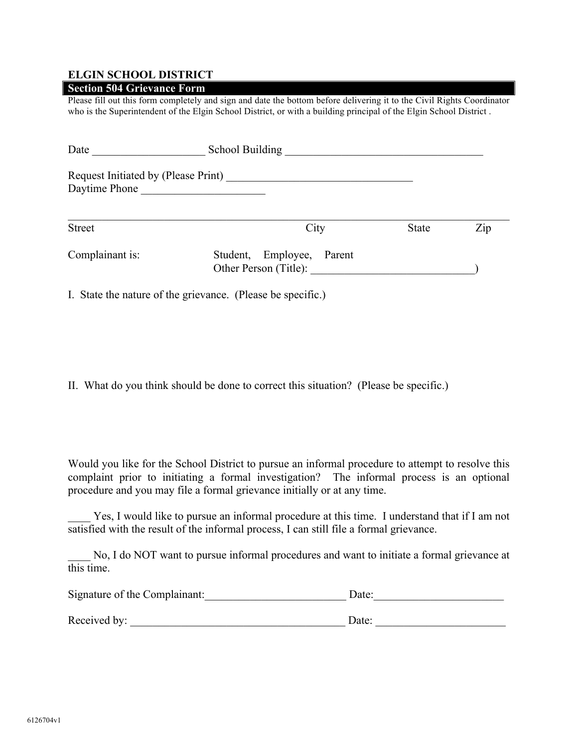**ELGIN SCHOOL DISTRICT**

**Section 504 Grievance Form**

Please fill out this form completely and sign and date the bottom before delivering it to the Civil Rights Coordinator who is the Superintendent of the Elgin School District, or with a building principal of the Elgin School District .

Date ____________________ School Building ____________________________________

Request Initiated by (Please Print) _________________________________
Daytime Phone ______________________

_____________________________________________________________________________

Street City State Zip

Complainant is: Student, Employee, Parent
Other Person (Title): _____________________________)

I. State the nature of the grievance. (Please be specific.)

II. What do you think should be done to correct this situation? (Please be specific.)

Would you like for the School District to pursue an informal procedure to attempt to resolve this complaint prior to initiating a formal investigation? The informal process is an optional procedure and you may file a formal grievance initially or at any time.

____ Yes, I would like to pursue an informal procedure at this time. I understand that if I am not satisfied with the result of the informal process, I can still file a formal grievance.

____ No, I do NOT want to pursue informal procedures and want to initiate a formal grievance at this time.

Signature of the Complainant:_________________________ Date:_______________________

Received by: ______________________________________ Date: _______________________

6126704v1